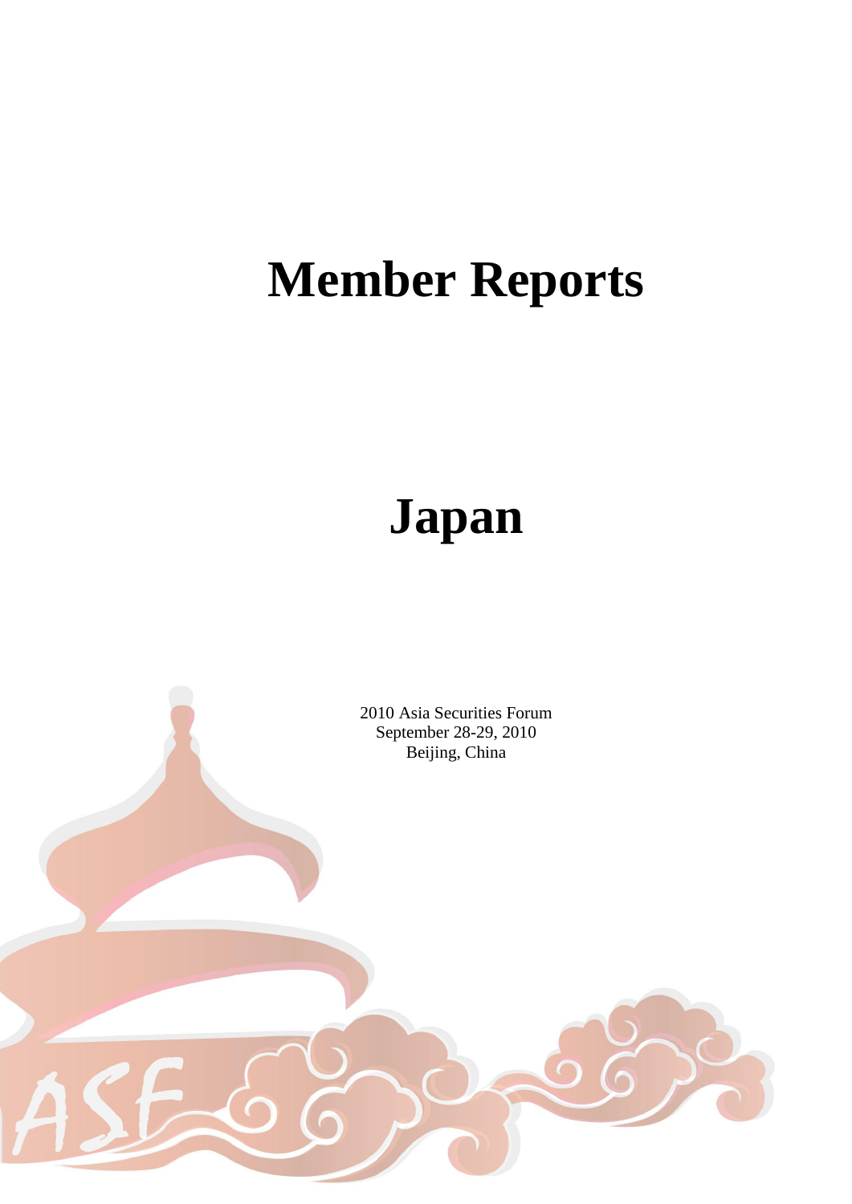# Member Reports

# Japan

2010 Asia Securities Forum
September 28-29, 2010
Beijing, China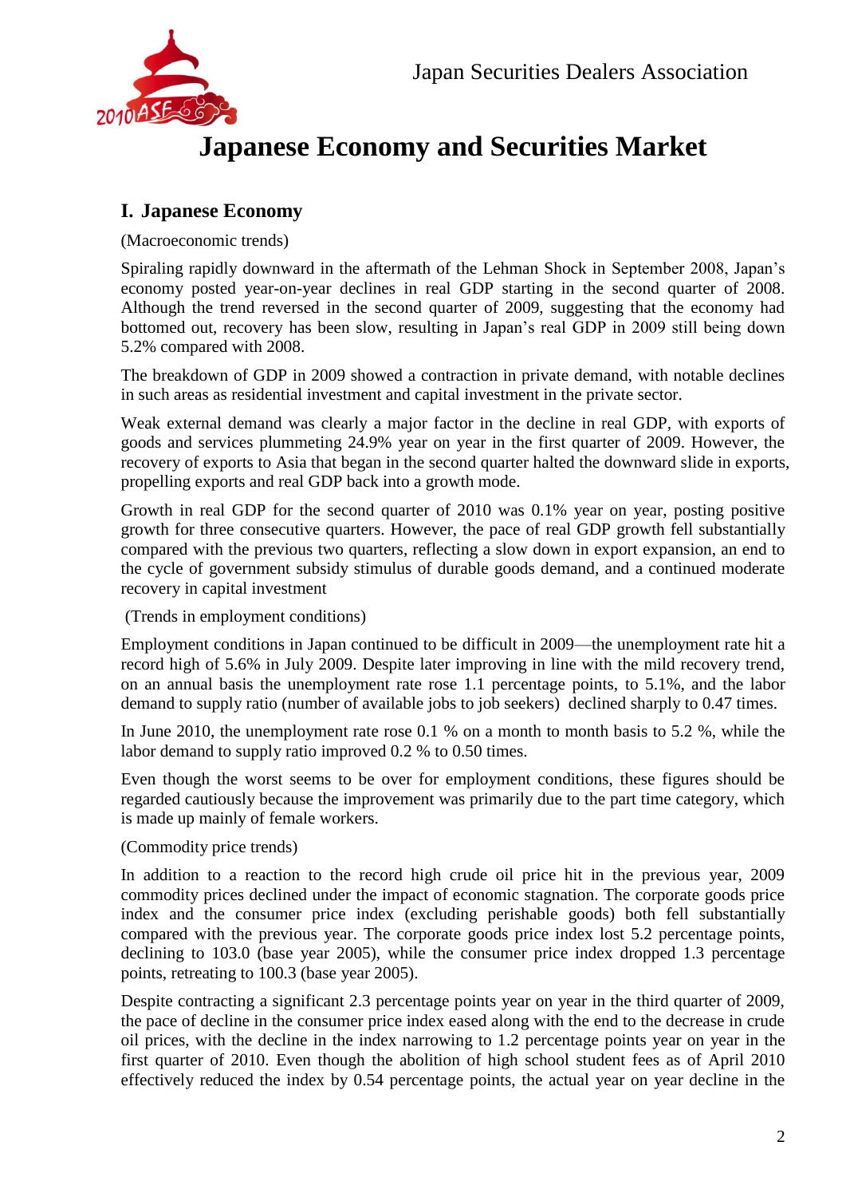# Japanese Economy and Securities Market

## I. Japanese Economy

(Macroeconomic trends)

Spiraling rapidly downward in the aftermath of the Lehman Shock in September 2008, Japan's economy posted year-on-year declines in real GDP starting in the second quarter of 2008. Although the trend reversed in the second quarter of 2009, suggesting that the economy had bottomed out, recovery has been slow, resulting in Japan's real GDP in 2009 still being down 5.2% compared with 2008.

The breakdown of GDP in 2009 showed a contraction in private demand, with notable declines in such areas as residential investment and capital investment in the private sector.

Weak external demand was clearly a major factor in the decline in real GDP, with exports of goods and services plummeting 24.9% year on year in the first quarter of 2009. However, the recovery of exports to Asia that began in the second quarter halted the downward slide in exports, propelling exports and real GDP back into a growth mode.

Growth in real GDP for the second quarter of 2010 was 0.1% year on year, posting positive growth for three consecutive quarters. However, the pace of real GDP growth fell substantially compared with the previous two quarters, reflecting a slow down in export expansion, an end to the cycle of government subsidy stimulus of durable goods demand, and a continued moderate recovery in capital investment

(Trends in employment conditions)

Employment conditions in Japan continued to be difficult in 2009—the unemployment rate hit a record high of 5.6% in July 2009. Despite later improving in line with the mild recovery trend, on an annual basis the unemployment rate rose 1.1 percentage points, to 5.1%, and the labor demand to supply ratio (number of available jobs to job seekers) declined sharply to 0.47 times.

In June 2010, the unemployment rate rose 0.1 % on a month to month basis to 5.2 %, while the labor demand to supply ratio improved 0.2 % to 0.50 times.

Even though the worst seems to be over for employment conditions, these figures should be regarded cautiously because the improvement was primarily due to the part time category, which is made up mainly of female workers.

(Commodity price trends)

In addition to a reaction to the record high crude oil price hit in the previous year, 2009 commodity prices declined under the impact of economic stagnation. The corporate goods price index and the consumer price index (excluding perishable goods) both fell substantially compared with the previous year. The corporate goods price index lost 5.2 percentage points, declining to 103.0 (base year 2005), while the consumer price index dropped 1.3 percentage points, retreating to 100.3 (base year 2005).

Despite contracting a significant 2.3 percentage points year on year in the third quarter of 2009, the pace of decline in the consumer price index eased along with the end to the decrease in crude oil prices, with the decline in the index narrowing to 1.2 percentage points year on year in the first quarter of 2010. Even though the abolition of high school student fees as of April 2010 effectively reduced the index by 0.54 percentage points, the actual year on year decline in the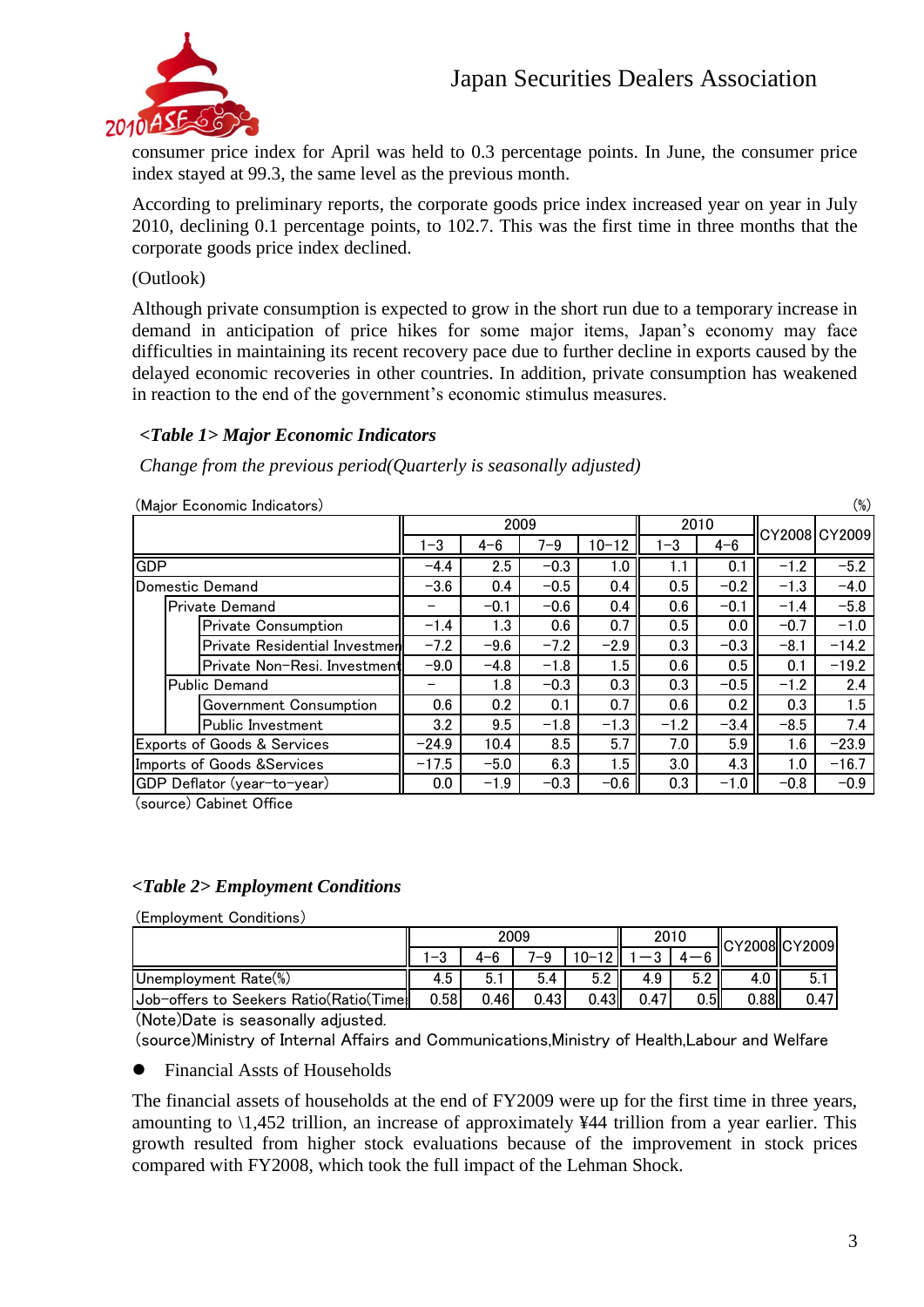consumer price index for April was held to 0.3 percentage points. In June, the consumer price index stayed at 99.3, the same level as the previous month.

According to preliminary reports, the corporate goods price index increased year on year in July 2010, declining 0.1 percentage points, to 102.7. This was the first time in three months that the corporate goods price index declined.

(Outlook)

Although private consumption is expected to grow in the short run due to a temporary increase in demand in anticipation of price hikes for some major items, Japan's economy may face difficulties in maintaining its recent recovery pace due to further decline in exports caused by the delayed economic recoveries in other countries. In addition, private consumption has weakened in reaction to the end of the government's economic stimulus measures.

***<Table 1> Major Economic Indicators***

*Change from the previous period(Quarterly is seasonally adjusted)*

(Major Economic Indicators) (%)

| | 2009 | | | | 2010 | | CY2008 | CY2009 |
|---|---|---|---|---|---|---|---|---|
| | 1–3 | 4–6 | 7–9 | 10–12 | 1–3 | 4–6 | | |
| GDP | −4.4 | 2.5 | −0.3 | 1.0 | 1.1 | 0.1 | −1.2 | −5.2 |
| Domestic Demand | −3.6 | 0.4 | −0.5 | 0.4 | 0.5 | −0.2 | −1.3 | −4.0 |
| Private Demand | – | −0.1 | −0.6 | 0.4 | 0.6 | −0.1 | −1.4 | −5.8 |
| Private Consumption | −1.4 | 1.3 | 0.6 | 0.7 | 0.5 | 0.0 | −0.7 | −1.0 |
| Private Residential Investment | −7.2 | −9.6 | −7.2 | −2.9 | 0.3 | −0.3 | −8.1 | −14.2 |
| Private Non-Resi. Investment | −9.0 | −4.8 | −1.8 | 1.5 | 0.6 | 0.5 | 0.1 | −19.2 |
| Public Demand | – | 1.8 | −0.3 | 0.3 | 0.3 | −0.5 | −1.2 | 2.4 |
| Government Consumption | 0.6 | 0.2 | 0.1 | 0.7 | 0.6 | 0.2 | 0.3 | 1.5 |
| Public Investment | 3.2 | 9.5 | −1.8 | −1.3 | −1.2 | −3.4 | −8.5 | 7.4 |
| Exports of Goods & Services | −24.9 | 10.4 | 8.5 | 5.7 | 7.0 | 5.9 | 1.6 | −23.9 |
| Imports of Goods &Services | −17.5 | −5.0 | 6.3 | 1.5 | 3.0 | 4.3 | 1.0 | −16.7 |
| GDP Deflator (year-to-year) | 0.0 | −1.9 | −0.3 | −0.6 | 0.3 | −1.0 | −0.8 | −0.9 |

(source) Cabinet Office

***<Table 2> Employment Conditions***

(Employment Conditions)

| | 2009 | | | | 2010 | | CY2008 | CY2009 |
|---|---|---|---|---|---|---|---|---|
| | 1–3 | 4–6 | 7–9 | 10–12 | 1–3 | 4–6 | | |
| Unemployment Rate(%) | 4.5 | 5.1 | 5.4 | 5.2 | 4.9 | 5.2 | 4.0 | 5.1 |
| Job-offers to Seekers Ratio(Ratio(Time | 0.58 | 0.46 | 0.43 | 0.43 | 0.47 | 0.5 | 0.88 | 0.47 |

(Note)Date is seasonally adjusted.
(source)Ministry of Internal Affairs and Communications,Ministry of Health,Labour and Welfare

- Financial Assts of Households

The financial assets of households at the end of FY2009 were up for the first time in three years, amounting to \1,452 trillion, an increase of approximately ¥44 trillion from a year earlier. This growth resulted from higher stock evaluations because of the improvement in stock prices compared with FY2008, which took the full impact of the Lehman Shock.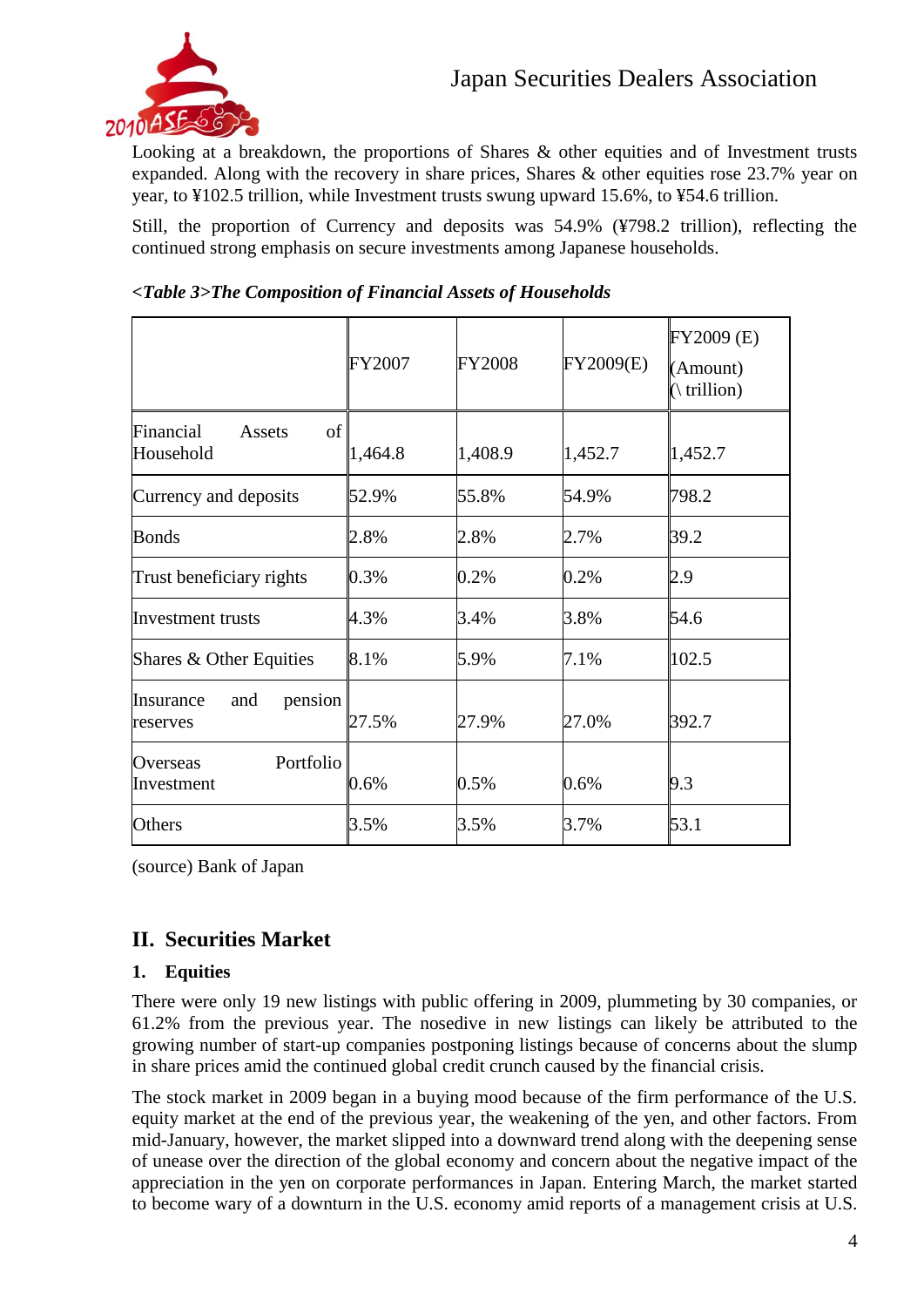Looking at a breakdown, the proportions of Shares & other equities and of Investment trusts expanded. Along with the recovery in share prices, Shares & other equities rose 23.7% year on year, to ¥102.5 trillion, while Investment trusts swung upward 15.6%, to ¥54.6 trillion.

Still, the proportion of Currency and deposits was 54.9% (¥798.2 trillion), reflecting the continued strong emphasis on secure investments among Japanese households.

***<Table 3>The Composition of Financial Assets of Households***

| | FY2007 | FY2008 | FY2009(E) | FY2009 (E) (Amount) (\ trillion) |
|---|---|---|---|---|
| Financial Assets of Household | 1,464.8 | 1,408.9 | 1,452.7 | 1,452.7 |
| Currency and deposits | 52.9% | 55.8% | 54.9% | 798.2 |
| Bonds | 2.8% | 2.8% | 2.7% | 39.2 |
| Trust beneficiary rights | 0.3% | 0.2% | 0.2% | 2.9 |
| Investment trusts | 4.3% | 3.4% | 3.8% | 54.6 |
| Shares & Other Equities | 8.1% | 5.9% | 7.1% | 102.5 |
| Insurance and pension reserves | 27.5% | 27.9% | 27.0% | 392.7 |
| Overseas Portfolio Investment | 0.6% | 0.5% | 0.6% | 9.3 |
| Others | 3.5% | 3.5% | 3.7% | 53.1 |

(source) Bank of Japan

## II. Securities Market

### 1. Equities

There were only 19 new listings with public offering in 2009, plummeting by 30 companies, or 61.2% from the previous year. The nosedive in new listings can likely be attributed to the growing number of start-up companies postponing listings because of concerns about the slump in share prices amid the continued global credit crunch caused by the financial crisis.

The stock market in 2009 began in a buying mood because of the firm performance of the U.S. equity market at the end of the previous year, the weakening of the yen, and other factors. From mid-January, however, the market slipped into a downward trend along with the deepening sense of unease over the direction of the global economy and concern about the negative impact of the appreciation in the yen on corporate performances in Japan. Entering March, the market started to become wary of a downturn in the U.S. economy amid reports of a management crisis at U.S.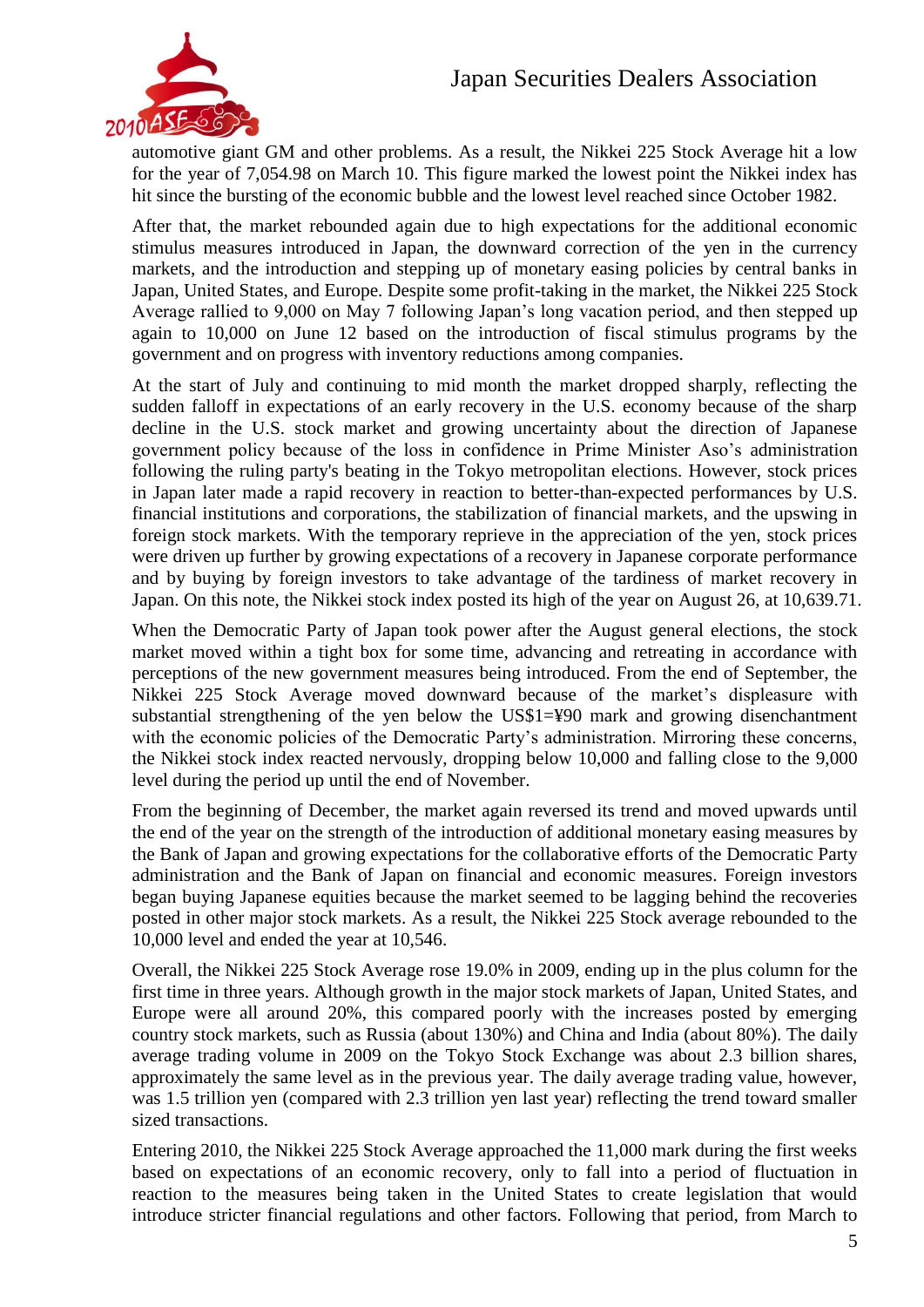automotive giant GM and other problems. As a result, the Nikkei 225 Stock Average hit a low for the year of 7,054.98 on March 10. This figure marked the lowest point the Nikkei index has hit since the bursting of the economic bubble and the lowest level reached since October 1982.

After that, the market rebounded again due to high expectations for the additional economic stimulus measures introduced in Japan, the downward correction of the yen in the currency markets, and the introduction and stepping up of monetary easing policies by central banks in Japan, United States, and Europe. Despite some profit-taking in the market, the Nikkei 225 Stock Average rallied to 9,000 on May 7 following Japan's long vacation period, and then stepped up again to 10,000 on June 12 based on the introduction of fiscal stimulus programs by the government and on progress with inventory reductions among companies.

At the start of July and continuing to mid month the market dropped sharply, reflecting the sudden falloff in expectations of an early recovery in the U.S. economy because of the sharp decline in the U.S. stock market and growing uncertainty about the direction of Japanese government policy because of the loss in confidence in Prime Minister Aso's administration following the ruling party's beating in the Tokyo metropolitan elections. However, stock prices in Japan later made a rapid recovery in reaction to better-than-expected performances by U.S. financial institutions and corporations, the stabilization of financial markets, and the upswing in foreign stock markets. With the temporary reprieve in the appreciation of the yen, stock prices were driven up further by growing expectations of a recovery in Japanese corporate performance and by buying by foreign investors to take advantage of the tardiness of market recovery in Japan. On this note, the Nikkei stock index posted its high of the year on August 26, at 10,639.71.

When the Democratic Party of Japan took power after the August general elections, the stock market moved within a tight box for some time, advancing and retreating in accordance with perceptions of the new government measures being introduced. From the end of September, the Nikkei 225 Stock Average moved downward because of the market's displeasure with substantial strengthening of the yen below the US$1=¥90 mark and growing disenchantment with the economic policies of the Democratic Party's administration. Mirroring these concerns, the Nikkei stock index reacted nervously, dropping below 10,000 and falling close to the 9,000 level during the period up until the end of November.

From the beginning of December, the market again reversed its trend and moved upwards until the end of the year on the strength of the introduction of additional monetary easing measures by the Bank of Japan and growing expectations for the collaborative efforts of the Democratic Party administration and the Bank of Japan on financial and economic measures. Foreign investors began buying Japanese equities because the market seemed to be lagging behind the recoveries posted in other major stock markets. As a result, the Nikkei 225 Stock average rebounded to the 10,000 level and ended the year at 10,546.

Overall, the Nikkei 225 Stock Average rose 19.0% in 2009, ending up in the plus column for the first time in three years. Although growth in the major stock markets of Japan, United States, and Europe were all around 20%, this compared poorly with the increases posted by emerging country stock markets, such as Russia (about 130%) and China and India (about 80%). The daily average trading volume in 2009 on the Tokyo Stock Exchange was about 2.3 billion shares, approximately the same level as in the previous year. The daily average trading value, however, was 1.5 trillion yen (compared with 2.3 trillion yen last year) reflecting the trend toward smaller sized transactions.

Entering 2010, the Nikkei 225 Stock Average approached the 11,000 mark during the first weeks based on expectations of an economic recovery, only to fall into a period of fluctuation in reaction to the measures being taken in the United States to create legislation that would introduce stricter financial regulations and other factors. Following that period, from March to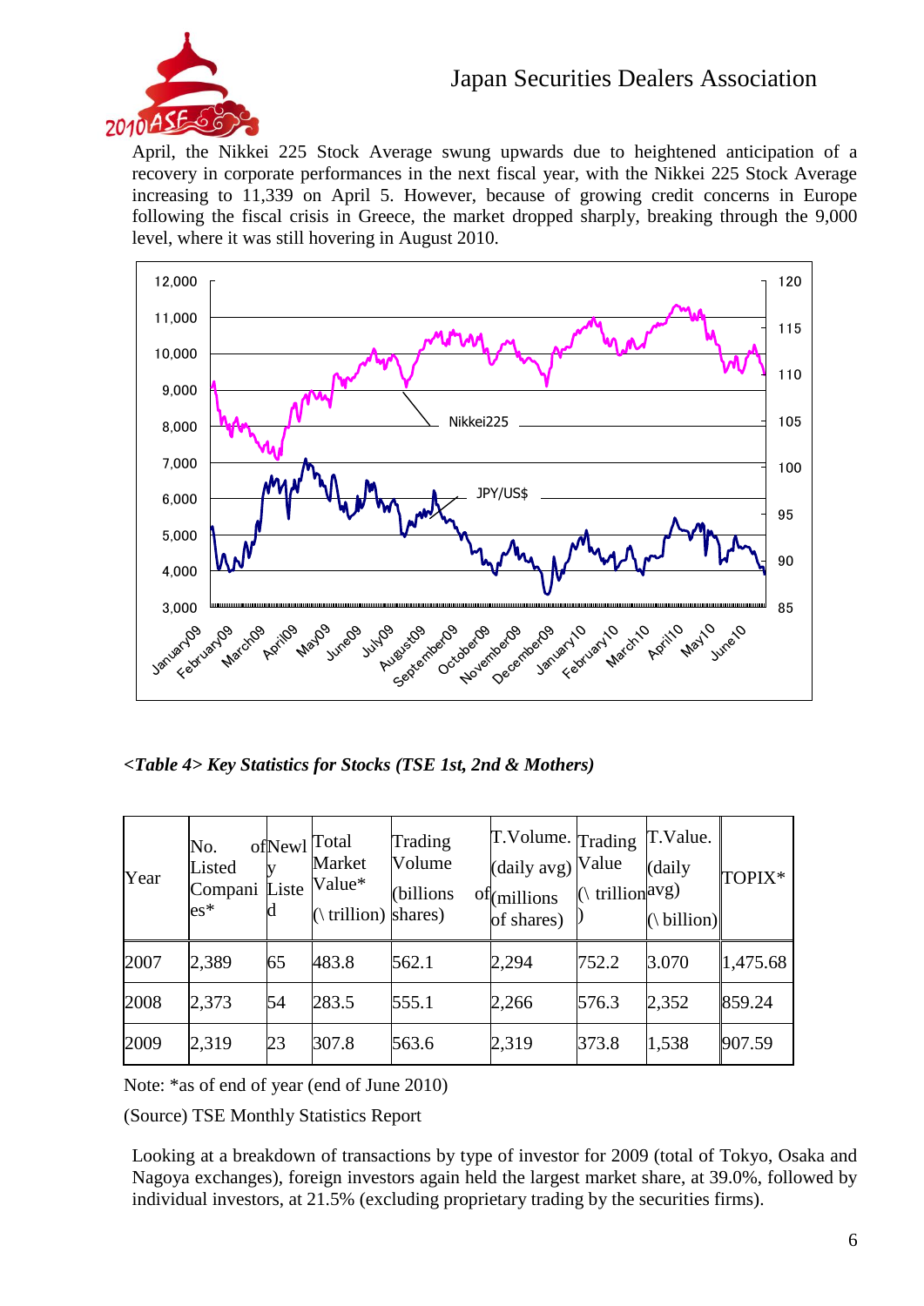April, the Nikkei 225 Stock Average swung upwards due to heightened anticipation of a recovery in corporate performances in the next fiscal year, with the Nikkei 225 Stock Average increasing to 11,339 on April 5. However, because of growing credit concerns in Europe following the fiscal crisis in Greece, the market dropped sharply, breaking through the 9,000 level, where it was still hovering in August 2010.

12,000
11,000
10,000
9,000
8,000
7,000
6,000
5,000
4,000
3,000

120
115
110
105
100
95
90
85

Nikkei225

JPY/US$

January09 February09 March09 April09 May09 June09 July09 August09 September09 October09 November09 December09 January10 February10 March10 April10 May10 June10

*<Table 4> Key Statistics for Stocks (TSE 1st, 2nd & Mothers)*

| Year | No. of Listed Companies* | Newly Listed | Total Market Value* (\ trillion) | Trading Volume (billions of shares) | T.Volume. (daily avg) (millions of shares) | Trading Value (\ trillion) | T.Value. (daily avg) (\ billion) | TOPIX* |
|---|---|---|---|---|---|---|---|---|
| 2007 | 2,389 | 65 | 483.8 | 562.1 | 2,294 | 752.2 | 3.070 | 1,475.68 |
| 2008 | 2,373 | 54 | 283.5 | 555.1 | 2,266 | 576.3 | 2,352 | 859.24 |
| 2009 | 2,319 | 23 | 307.8 | 563.6 | 2,319 | 373.8 | 1,538 | 907.59 |

Note: *as of end of year (end of June 2010)

(Source) TSE Monthly Statistics Report

Looking at a breakdown of transactions by type of investor for 2009 (total of Tokyo, Osaka and Nagoya exchanges), foreign investors again held the largest market share, at 39.0%, followed by individual investors, at 21.5% (excluding proprietary trading by the securities firms).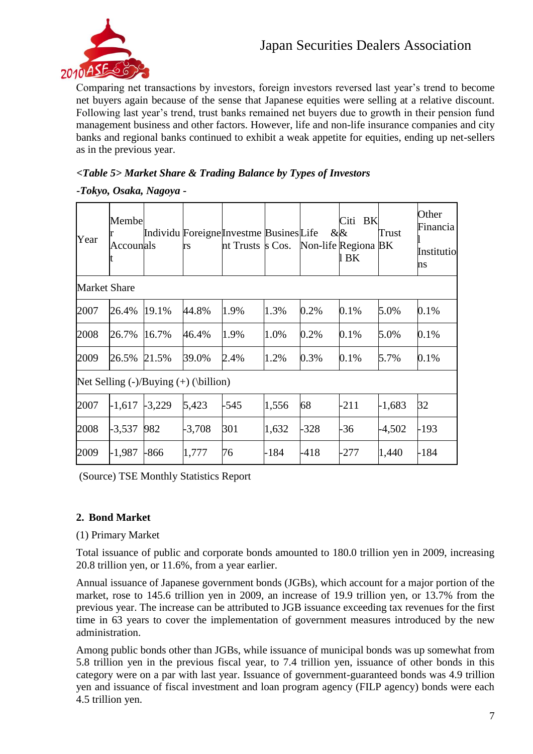Comparing net transactions by investors, foreign investors reversed last year's trend to become net buyers again because of the sense that Japanese equities were selling at a relative discount. Following last year's trend, trust banks remained net buyers due to growth in their pension fund management business and other factors. However, life and non-life insurance companies and city banks and regional banks continued to exhibit a weak appetite for equities, ending up net-sellers as in the previous year.

***<Table 5> Market Share & Trading Balance by Types of Investors***

***-Tokyo, Osaka, Nagoya -***

| Year | Member Account | Individuals | Foreigners | Investment Trusts | Business Cos. | Life & Non-life | Citi BK & Regional BK | Trust BK | Other Financial Institutions |
|---|---|---|---|---|---|---|---|---|---|
| Market Share | | | | | | | | | |
| 2007 | 26.4% | 19.1% | 44.8% | 1.9% | 1.3% | 0.2% | 0.1% | 5.0% | 0.1% |
| 2008 | 26.7% | 16.7% | 46.4% | 1.9% | 1.0% | 0.2% | 0.1% | 5.0% | 0.1% |
| 2009 | 26.5% | 21.5% | 39.0% | 2.4% | 1.2% | 0.3% | 0.1% | 5.7% | 0.1% |
| Net Selling (-)/Buying (+) (\billion) | | | | | | | | | |
| 2007 | -1,617 | -3,229 | 5,423 | -545 | 1,556 | 68 | -211 | -1,683 | 32 |
| 2008 | -3,537 | 982 | -3,708 | 301 | 1,632 | -328 | -36 | -4,502 | -193 |
| 2009 | -1,987 | -866 | 1,777 | 76 | -184 | -418 | -277 | 1,440 | -184 |

(Source) TSE Monthly Statistics Report

## 2. Bond Market

(1) Primary Market

Total issuance of public and corporate bonds amounted to 180.0 trillion yen in 2009, increasing 20.8 trillion yen, or 11.6%, from a year earlier.

Annual issuance of Japanese government bonds (JGBs), which account for a major portion of the market, rose to 145.6 trillion yen in 2009, an increase of 19.9 trillion yen, or 13.7% from the previous year. The increase can be attributed to JGB issuance exceeding tax revenues for the first time in 63 years to cover the implementation of government measures introduced by the new administration.

Among public bonds other than JGBs, while issuance of municipal bonds was up somewhat from 5.8 trillion yen in the previous fiscal year, to 7.4 trillion yen, issuance of other bonds in this category were on a par with last year. Issuance of government-guaranteed bonds was 4.9 trillion yen and issuance of fiscal investment and loan program agency (FILP agency) bonds were each 4.5 trillion yen.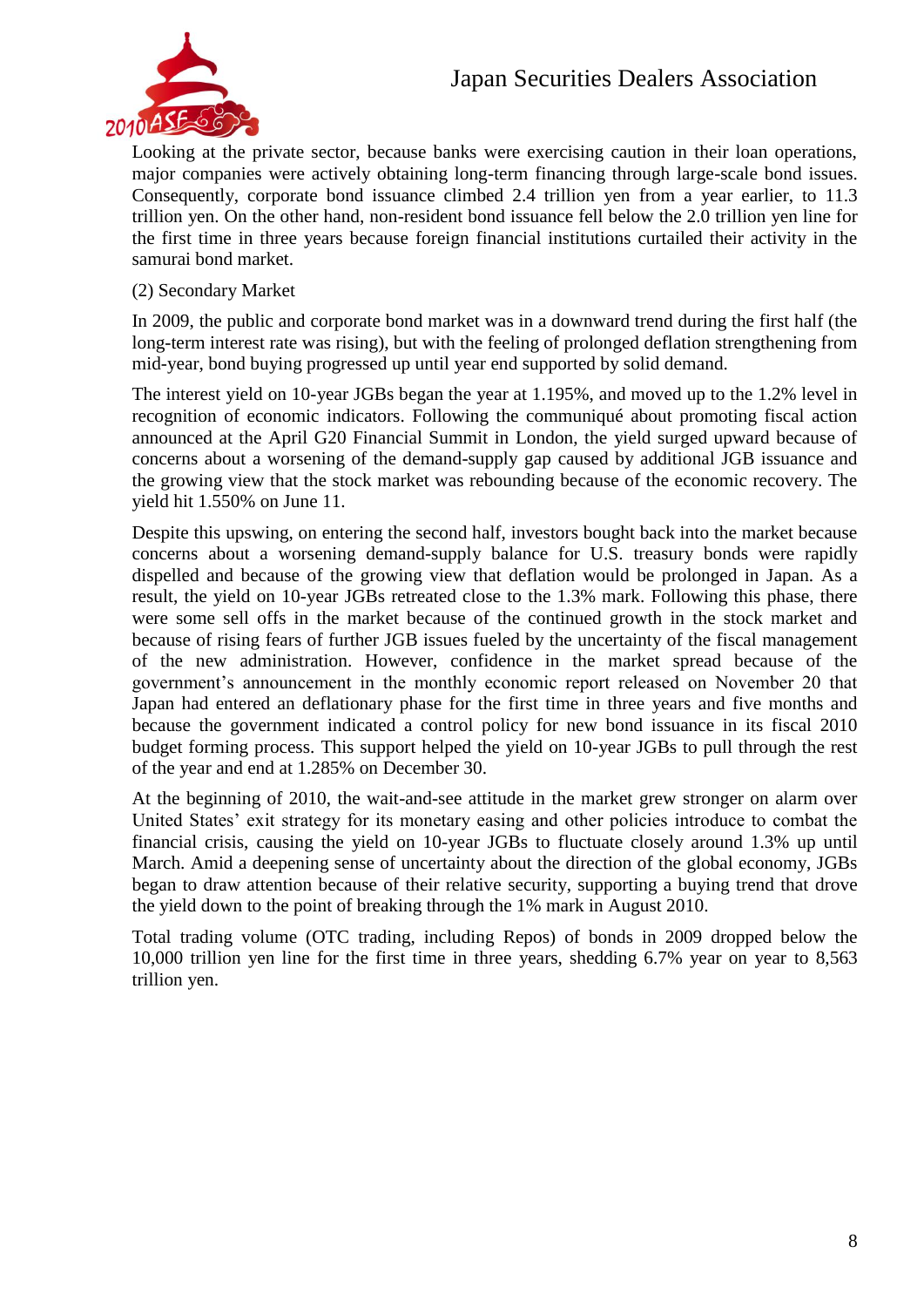Looking at the private sector, because banks were exercising caution in their loan operations, major companies were actively obtaining long-term financing through large-scale bond issues. Consequently, corporate bond issuance climbed 2.4 trillion yen from a year earlier, to 11.3 trillion yen. On the other hand, non-resident bond issuance fell below the 2.0 trillion yen line for the first time in three years because foreign financial institutions curtailed their activity in the samurai bond market.

(2) Secondary Market

In 2009, the public and corporate bond market was in a downward trend during the first half (the long-term interest rate was rising), but with the feeling of prolonged deflation strengthening from mid-year, bond buying progressed up until year end supported by solid demand.

The interest yield on 10-year JGBs began the year at 1.195%, and moved up to the 1.2% level in recognition of economic indicators. Following the communiqué about promoting fiscal action announced at the April G20 Financial Summit in London, the yield surged upward because of concerns about a worsening of the demand-supply gap caused by additional JGB issuance and the growing view that the stock market was rebounding because of the economic recovery. The yield hit 1.550% on June 11.

Despite this upswing, on entering the second half, investors bought back into the market because concerns about a worsening demand-supply balance for U.S. treasury bonds were rapidly dispelled and because of the growing view that deflation would be prolonged in Japan. As a result, the yield on 10-year JGBs retreated close to the 1.3% mark. Following this phase, there were some sell offs in the market because of the continued growth in the stock market and because of rising fears of further JGB issues fueled by the uncertainty of the fiscal management of the new administration. However, confidence in the market spread because of the government's announcement in the monthly economic report released on November 20 that Japan had entered an deflationary phase for the first time in three years and five months and because the government indicated a control policy for new bond issuance in its fiscal 2010 budget forming process. This support helped the yield on 10-year JGBs to pull through the rest of the year and end at 1.285% on December 30.

At the beginning of 2010, the wait-and-see attitude in the market grew stronger on alarm over United States' exit strategy for its monetary easing and other policies introduce to combat the financial crisis, causing the yield on 10-year JGBs to fluctuate closely around 1.3% up until March. Amid a deepening sense of uncertainty about the direction of the global economy, JGBs began to draw attention because of their relative security, supporting a buying trend that drove the yield down to the point of breaking through the 1% mark in August 2010.

Total trading volume (OTC trading, including Repos) of bonds in 2009 dropped below the 10,000 trillion yen line for the first time in three years, shedding 6.7% year on year to 8,563 trillion yen.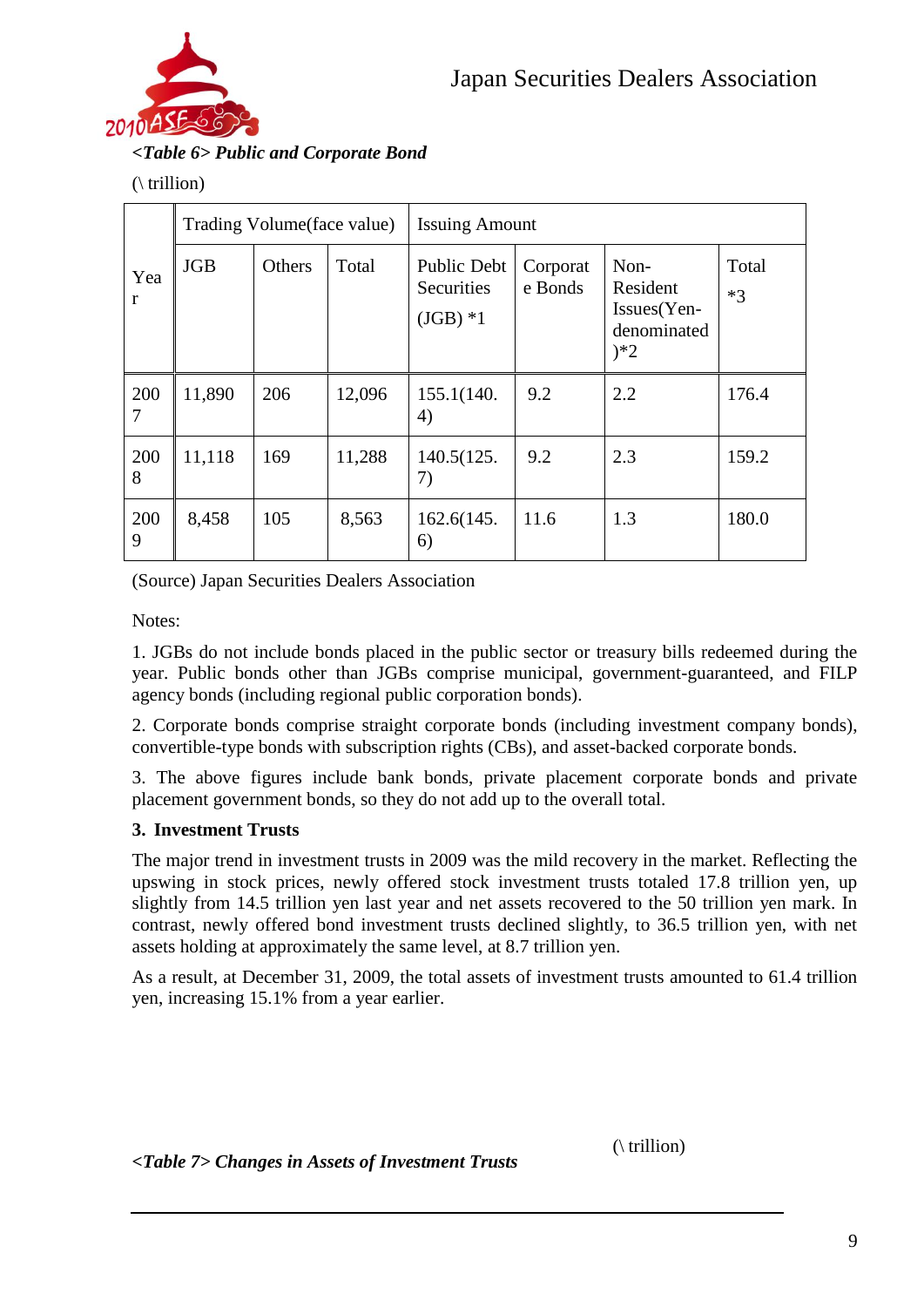*<Table 6> Public and Corporate Bond*

(\ trillion)

| Year | Trading Volume(face value) | | | Issuing Amount | | | |
|---|---|---|---|---|---|---|---|
| | JGB | Others | Total | Public Debt Securities (JGB) *1 | Corporate Bonds | Non-Resident Issues(Yen-denominated)*2 | Total *3 |
| 2007 | 11,890 | 206 | 12,096 | 155.1(140.4) | 9.2 | 2.2 | 176.4 |
| 2008 | 11,118 | 169 | 11,288 | 140.5(125.7) | 9.2 | 2.3 | 159.2 |
| 2009 | 8,458 | 105 | 8,563 | 162.6(145.6) | 11.6 | 1.3 | 180.0 |

(Source) Japan Securities Dealers Association

Notes:

1. JGBs do not include bonds placed in the public sector or treasury bills redeemed during the year. Public bonds other than JGBs comprise municipal, government-guaranteed, and FILP agency bonds (including regional public corporation bonds).

2. Corporate bonds comprise straight corporate bonds (including investment company bonds), convertible-type bonds with subscription rights (CBs), and asset-backed corporate bonds.

3. The above figures include bank bonds, private placement corporate bonds and private placement government bonds, so they do not add up to the overall total.

### 3. Investment Trusts

The major trend in investment trusts in 2009 was the mild recovery in the market. Reflecting the upswing in stock prices, newly offered stock investment trusts totaled 17.8 trillion yen, up slightly from 14.5 trillion yen last year and net assets recovered to the 50 trillion yen mark. In contrast, newly offered bond investment trusts declined slightly, to 36.5 trillion yen, with net assets holding at approximately the same level, at 8.7 trillion yen.

As a result, at December 31, 2009, the total assets of investment trusts amounted to 61.4 trillion yen, increasing 15.1% from a year earlier.

*<Table 7> Changes in Assets of Investment Trusts*

(\ trillion)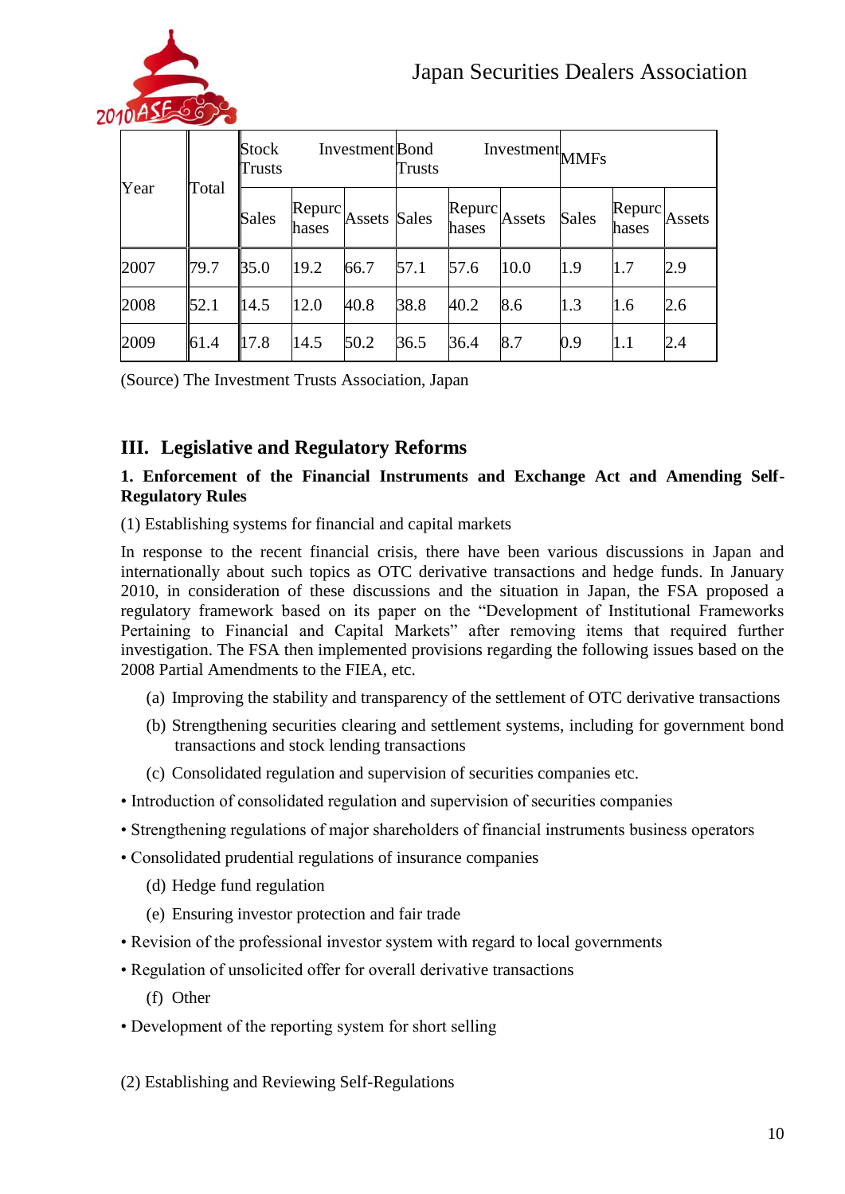| Year | Total | Stock Investment Trusts | | | Bond Investment Trusts | | | MMFs | | |
|---|---|---|---|---|---|---|---|---|---|---|
| | | Sales | Repurchases | Assets | Sales | Repurchases | Assets | Sales | Repurchases | Assets |
| 2007 | 79.7 | 35.0 | 19.2 | 66.7 | 57.1 | 57.6 | 10.0 | 1.9 | 1.7 | 2.9 |
| 2008 | 52.1 | 14.5 | 12.0 | 40.8 | 38.8 | 40.2 | 8.6 | 1.3 | 1.6 | 2.6 |
| 2009 | 61.4 | 17.8 | 14.5 | 50.2 | 36.5 | 36.4 | 8.7 | 0.9 | 1.1 | 2.4 |

(Source) The Investment Trusts Association, Japan

## III. Legislative and Regulatory Reforms

### 1. Enforcement of the Financial Instruments and Exchange Act and Amending Self-Regulatory Rules

(1) Establishing systems for financial and capital markets

In response to the recent financial crisis, there have been various discussions in Japan and internationally about such topics as OTC derivative transactions and hedge funds. In January 2010, in consideration of these discussions and the situation in Japan, the FSA proposed a regulatory framework based on its paper on the "Development of Institutional Frameworks Pertaining to Financial and Capital Markets" after removing items that required further investigation. The FSA then implemented provisions regarding the following issues based on the 2008 Partial Amendments to the FIEA, etc.

(a) Improving the stability and transparency of the settlement of OTC derivative transactions

(b) Strengthening securities clearing and settlement systems, including for government bond transactions and stock lending transactions

(c) Consolidated regulation and supervision of securities companies etc.

- Introduction of consolidated regulation and supervision of securities companies
- Strengthening regulations of major shareholders of financial instruments business operators
- Consolidated prudential regulations of insurance companies

(d) Hedge fund regulation

(e) Ensuring investor protection and fair trade

- Revision of the professional investor system with regard to local governments
- Regulation of unsolicited offer for overall derivative transactions

(f) Other

- Development of the reporting system for short selling

(2) Establishing and Reviewing Self-Regulations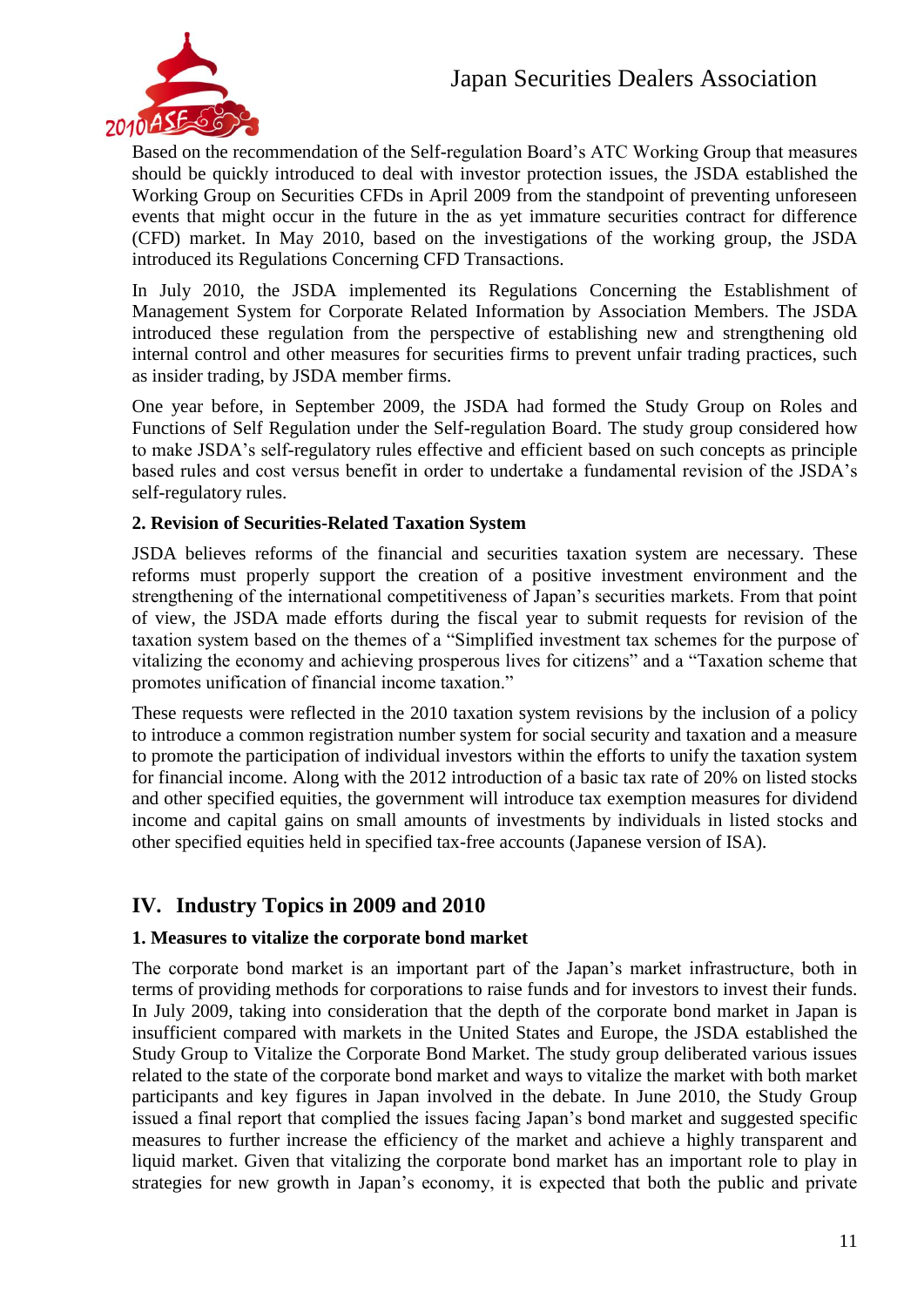Based on the recommendation of the Self-regulation Board's ATC Working Group that measures should be quickly introduced to deal with investor protection issues, the JSDA established the Working Group on Securities CFDs in April 2009 from the standpoint of preventing unforeseen events that might occur in the future in the as yet immature securities contract for difference (CFD) market. In May 2010, based on the investigations of the working group, the JSDA introduced its Regulations Concerning CFD Transactions.

In July 2010, the JSDA implemented its Regulations Concerning the Establishment of Management System for Corporate Related Information by Association Members. The JSDA introduced these regulation from the perspective of establishing new and strengthening old internal control and other measures for securities firms to prevent unfair trading practices, such as insider trading, by JSDA member firms.

One year before, in September 2009, the JSDA had formed the Study Group on Roles and Functions of Self Regulation under the Self-regulation Board. The study group considered how to make JSDA's self-regulatory rules effective and efficient based on such concepts as principle based rules and cost versus benefit in order to undertake a fundamental revision of the JSDA's self-regulatory rules.

**2. Revision of Securities-Related Taxation System**

JSDA believes reforms of the financial and securities taxation system are necessary. These reforms must properly support the creation of a positive investment environment and the strengthening of the international competitiveness of Japan's securities markets. From that point of view, the JSDA made efforts during the fiscal year to submit requests for revision of the taxation system based on the themes of a "Simplified investment tax schemes for the purpose of vitalizing the economy and achieving prosperous lives for citizens" and a "Taxation scheme that promotes unification of financial income taxation."

These requests were reflected in the 2010 taxation system revisions by the inclusion of a policy to introduce a common registration number system for social security and taxation and a measure to promote the participation of individual investors within the efforts to unify the taxation system for financial income. Along with the 2012 introduction of a basic tax rate of 20% on listed stocks and other specified equities, the government will introduce tax exemption measures for dividend income and capital gains on small amounts of investments by individuals in listed stocks and other specified equities held in specified tax-free accounts (Japanese version of ISA).

## IV. Industry Topics in 2009 and 2010

**1. Measures to vitalize the corporate bond market**

The corporate bond market is an important part of the Japan's market infrastructure, both in terms of providing methods for corporations to raise funds and for investors to invest their funds. In July 2009, taking into consideration that the depth of the corporate bond market in Japan is insufficient compared with markets in the United States and Europe, the JSDA established the Study Group to Vitalize the Corporate Bond Market. The study group deliberated various issues related to the state of the corporate bond market and ways to vitalize the market with both market participants and key figures in Japan involved in the debate. In June 2010, the Study Group issued a final report that complied the issues facing Japan's bond market and suggested specific measures to further increase the efficiency of the market and achieve a highly transparent and liquid market. Given that vitalizing the corporate bond market has an important role to play in strategies for new growth in Japan's economy, it is expected that both the public and private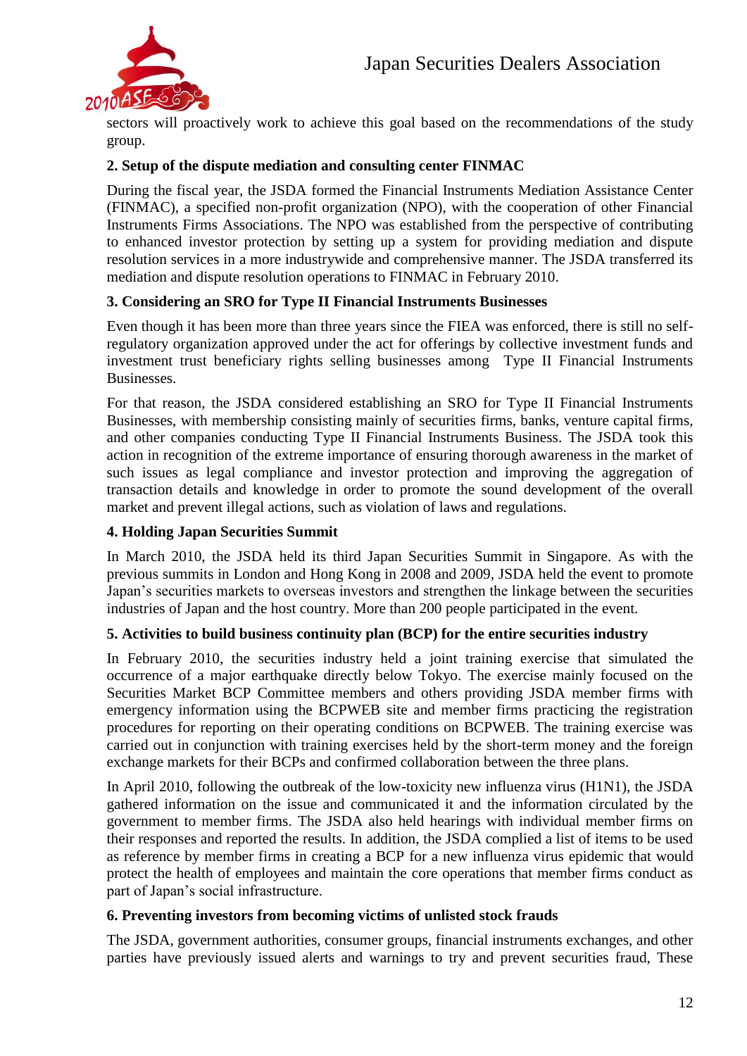sectors will proactively work to achieve this goal based on the recommendations of the study group.

**2. Setup of the dispute mediation and consulting center FINMAC**

During the fiscal year, the JSDA formed the Financial Instruments Mediation Assistance Center (FINMAC), a specified non-profit organization (NPO), with the cooperation of other Financial Instruments Firms Associations. The NPO was established from the perspective of contributing to enhanced investor protection by setting up a system for providing mediation and dispute resolution services in a more industrywide and comprehensive manner. The JSDA transferred its mediation and dispute resolution operations to FINMAC in February 2010.

**3. Considering an SRO for Type II Financial Instruments Businesses**

Even though it has been more than three years since the FIEA was enforced, there is still no self-regulatory organization approved under the act for offerings by collective investment funds and investment trust beneficiary rights selling businesses among Type II Financial Instruments Businesses.

For that reason, the JSDA considered establishing an SRO for Type II Financial Instruments Businesses, with membership consisting mainly of securities firms, banks, venture capital firms, and other companies conducting Type II Financial Instruments Business. The JSDA took this action in recognition of the extreme importance of ensuring thorough awareness in the market of such issues as legal compliance and investor protection and improving the aggregation of transaction details and knowledge in order to promote the sound development of the overall market and prevent illegal actions, such as violation of laws and regulations.

**4. Holding Japan Securities Summit**

In March 2010, the JSDA held its third Japan Securities Summit in Singapore. As with the previous summits in London and Hong Kong in 2008 and 2009, JSDA held the event to promote Japan's securities markets to overseas investors and strengthen the linkage between the securities industries of Japan and the host country. More than 200 people participated in the event.

**5. Activities to build business continuity plan (BCP) for the entire securities industry**

In February 2010, the securities industry held a joint training exercise that simulated the occurrence of a major earthquake directly below Tokyo. The exercise mainly focused on the Securities Market BCP Committee members and others providing JSDA member firms with emergency information using the BCPWEB site and member firms practicing the registration procedures for reporting on their operating conditions on BCPWEB. The training exercise was carried out in conjunction with training exercises held by the short-term money and the foreign exchange markets for their BCPs and confirmed collaboration between the three plans.

In April 2010, following the outbreak of the low-toxicity new influenza virus (H1N1), the JSDA gathered information on the issue and communicated it and the information circulated by the government to member firms. The JSDA also held hearings with individual member firms on their responses and reported the results. In addition, the JSDA complied a list of items to be used as reference by member firms in creating a BCP for a new influenza virus epidemic that would protect the health of employees and maintain the core operations that member firms conduct as part of Japan's social infrastructure.

**6. Preventing investors from becoming victims of unlisted stock frauds**

The JSDA, government authorities, consumer groups, financial instruments exchanges, and other parties have previously issued alerts and warnings to try and prevent securities fraud, These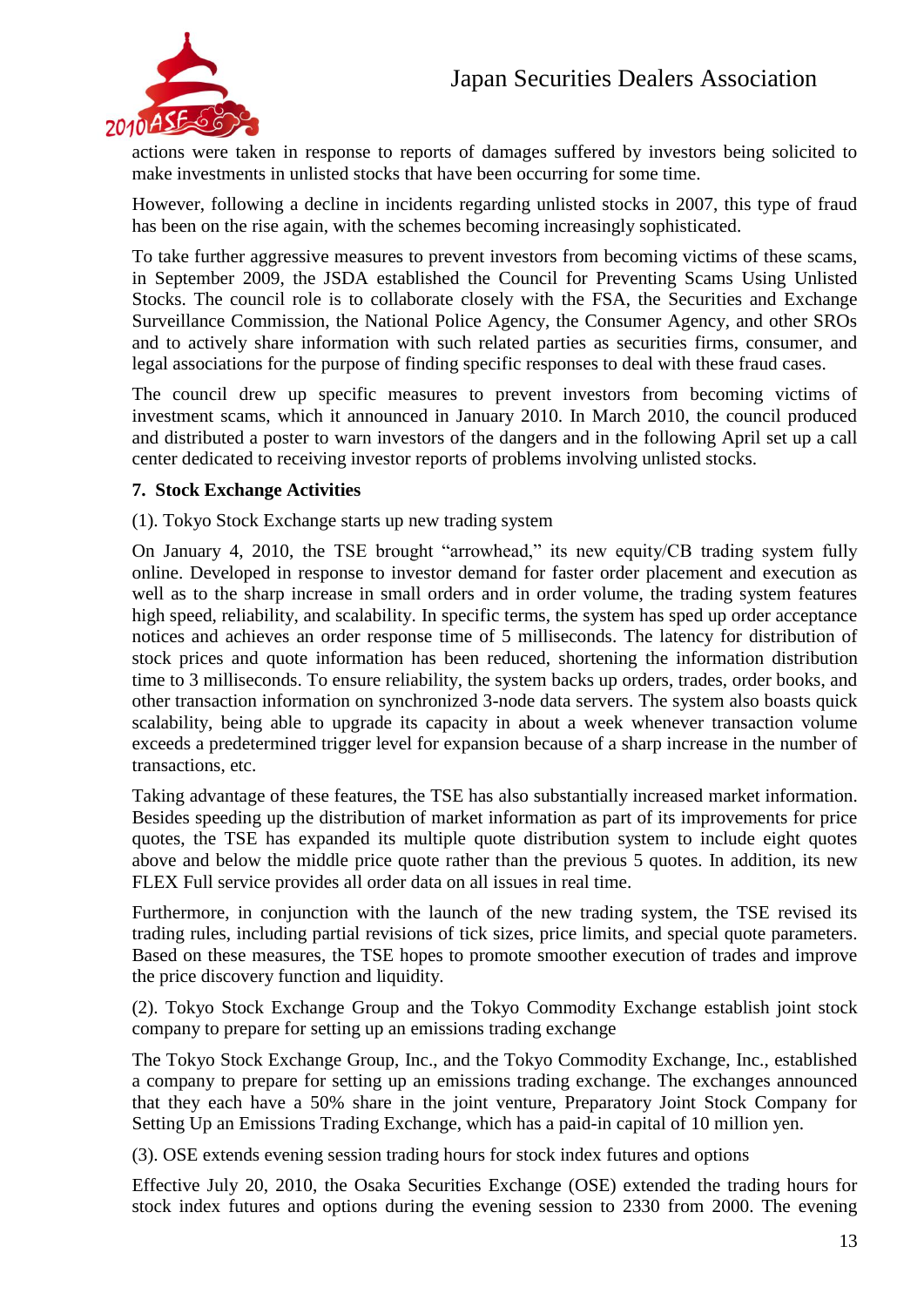actions were taken in response to reports of damages suffered by investors being solicited to make investments in unlisted stocks that have been occurring for some time.

However, following a decline in incidents regarding unlisted stocks in 2007, this type of fraud has been on the rise again, with the schemes becoming increasingly sophisticated.

To take further aggressive measures to prevent investors from becoming victims of these scams, in September 2009, the JSDA established the Council for Preventing Scams Using Unlisted Stocks. The council role is to collaborate closely with the FSA, the Securities and Exchange Surveillance Commission, the National Police Agency, the Consumer Agency, and other SROs and to actively share information with such related parties as securities firms, consumer, and legal associations for the purpose of finding specific responses to deal with these fraud cases.

The council drew up specific measures to prevent investors from becoming victims of investment scams, which it announced in January 2010. In March 2010, the council produced and distributed a poster to warn investors of the dangers and in the following April set up a call center dedicated to receiving investor reports of problems involving unlisted stocks.

### 7. Stock Exchange Activities

(1). Tokyo Stock Exchange starts up new trading system

On January 4, 2010, the TSE brought "arrowhead," its new equity/CB trading system fully online. Developed in response to investor demand for faster order placement and execution as well as to the sharp increase in small orders and in order volume, the trading system features high speed, reliability, and scalability. In specific terms, the system has sped up order acceptance notices and achieves an order response time of 5 milliseconds. The latency for distribution of stock prices and quote information has been reduced, shortening the information distribution time to 3 milliseconds. To ensure reliability, the system backs up orders, trades, order books, and other transaction information on synchronized 3-node data servers. The system also boasts quick scalability, being able to upgrade its capacity in about a week whenever transaction volume exceeds a predetermined trigger level for expansion because of a sharp increase in the number of transactions, etc.

Taking advantage of these features, the TSE has also substantially increased market information. Besides speeding up the distribution of market information as part of its improvements for price quotes, the TSE has expanded its multiple quote distribution system to include eight quotes above and below the middle price quote rather than the previous 5 quotes. In addition, its new FLEX Full service provides all order data on all issues in real time.

Furthermore, in conjunction with the launch of the new trading system, the TSE revised its trading rules, including partial revisions of tick sizes, price limits, and special quote parameters. Based on these measures, the TSE hopes to promote smoother execution of trades and improve the price discovery function and liquidity.

(2). Tokyo Stock Exchange Group and the Tokyo Commodity Exchange establish joint stock company to prepare for setting up an emissions trading exchange

The Tokyo Stock Exchange Group, Inc., and the Tokyo Commodity Exchange, Inc., established a company to prepare for setting up an emissions trading exchange. The exchanges announced that they each have a 50% share in the joint venture, Preparatory Joint Stock Company for Setting Up an Emissions Trading Exchange, which has a paid-in capital of 10 million yen.

(3). OSE extends evening session trading hours for stock index futures and options

Effective July 20, 2010, the Osaka Securities Exchange (OSE) extended the trading hours for stock index futures and options during the evening session to 2330 from 2000. The evening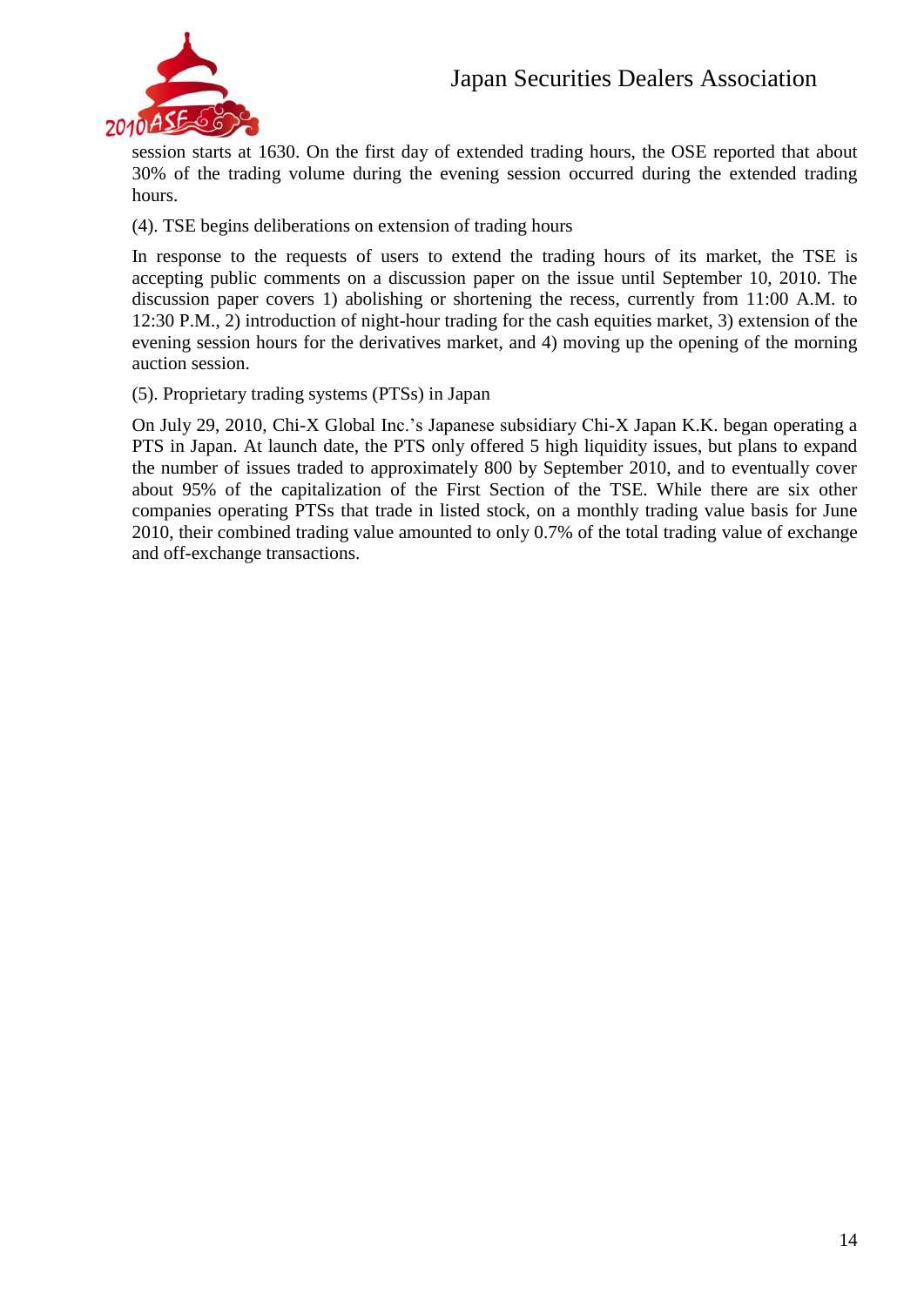session starts at 1630. On the first day of extended trading hours, the OSE reported that about 30% of the trading volume during the evening session occurred during the extended trading hours.

(4). TSE begins deliberations on extension of trading hours

In response to the requests of users to extend the trading hours of its market, the TSE is accepting public comments on a discussion paper on the issue until September 10, 2010. The discussion paper covers 1) abolishing or shortening the recess, currently from 11:00 A.M. to 12:30 P.M., 2) introduction of night-hour trading for the cash equities market, 3) extension of the evening session hours for the derivatives market, and 4) moving up the opening of the morning auction session.

(5). Proprietary trading systems (PTSs) in Japan

On July 29, 2010, Chi-X Global Inc.'s Japanese subsidiary Chi-X Japan K.K. began operating a PTS in Japan. At launch date, the PTS only offered 5 high liquidity issues, but plans to expand the number of issues traded to approximately 800 by September 2010, and to eventually cover about 95% of the capitalization of the First Section of the TSE. While there are six other companies operating PTSs that trade in listed stock, on a monthly trading value basis for June 2010, their combined trading value amounted to only 0.7% of the total trading value of exchange and off-exchange transactions.